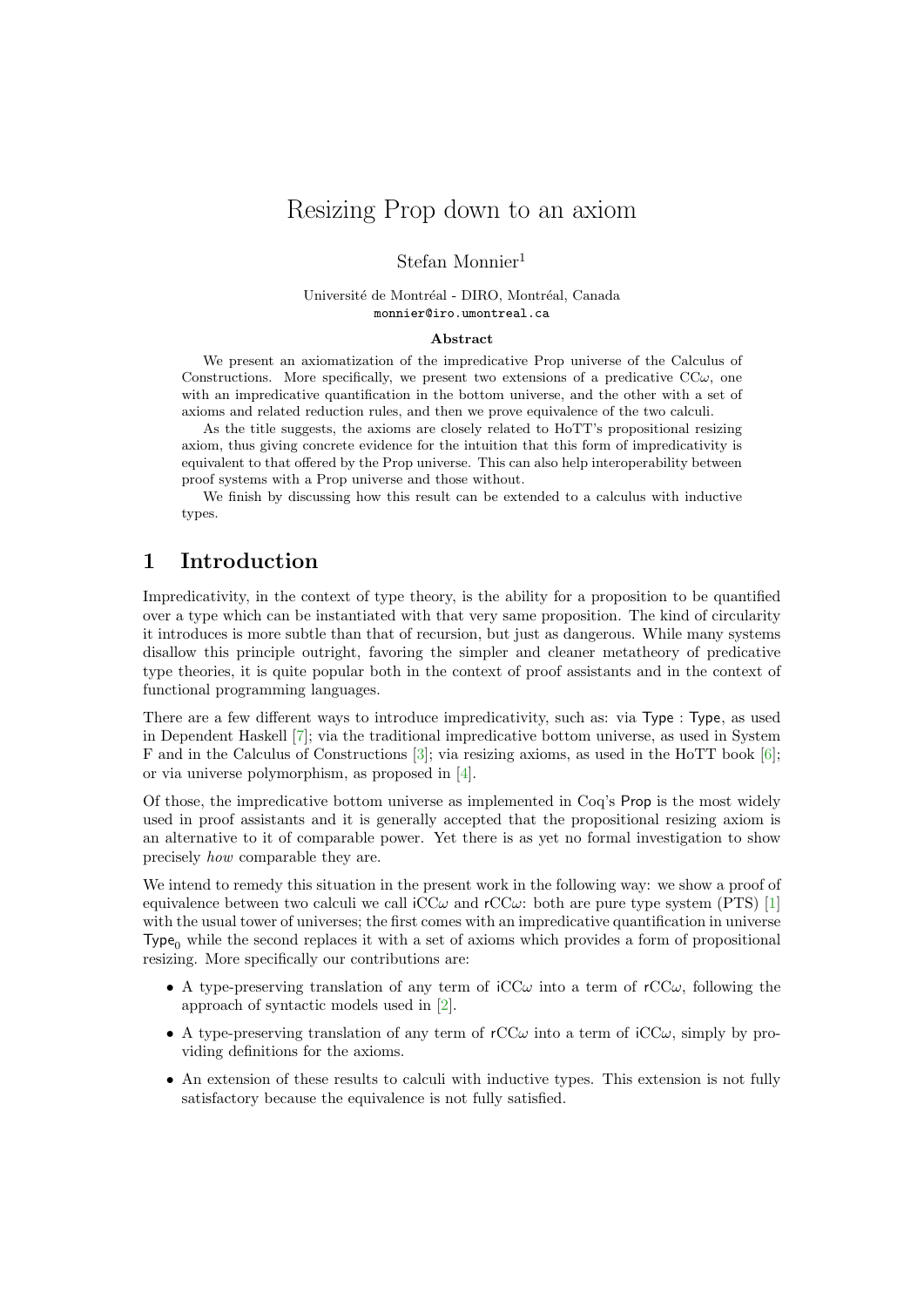# Resizing Prop down to an axiom

Stefan Monnier[1]

Université de Montréal - DIRO, Montréal, Canada
monnier@iro.umontreal.ca

### Abstract

We present an axiomatization of the impredicative Prop universe of the Calculus of Constructions. More specifically, we present two extensions of a predicative CC$\omega$, one with an impredicative quantification in the bottom universe, and the other with a set of axioms and related reduction rules, and then we prove equivalence of the two calculi.

As the title suggests, the axioms are closely related to HoTT's propositional resizing axiom, thus giving concrete evidence for the intuition that this form of impredicativity is equivalent to that offered by the Prop universe. This can also help interoperability between proof systems with a Prop universe and those without.

We finish by discussing how this result can be extended to a calculus with inductive types.

## 1 Introduction

Impredicativity, in the context of type theory, is the ability for a proposition to be quantified over a type which can be instantiated with that very same proposition. The kind of circularity it introduces is more subtle than that of recursion, but just as dangerous. While many systems disallow this principle outright, favoring the simpler and cleaner metatheory of predicative type theories, it is quite popular both in the context of proof assistants and in the context of functional programming languages.

There are a few different ways to introduce impredicativity, such as: via Type : Type, as used in Dependent Haskell [7]; via the traditional impredicative bottom universe, as used in System F and in the Calculus of Constructions [3]; via resizing axioms, as used in the HoTT book [6]; or via universe polymorphism, as proposed in [4].

Of those, the impredicative bottom universe as implemented in Coq's Prop is the most widely used in proof assistants and it is generally accepted that the propositional resizing axiom is an alternative to it of comparable power. Yet there is as yet no formal investigation to show precisely *how* comparable they are.

We intend to remedy this situation in the present work in the following way: we show a proof of equivalence between two calculi we call iCC$\omega$ and rCC$\omega$: both are pure type system (PTS) [1] with the usual tower of universes; the first comes with an impredicative quantification in universe $\mathsf{Type}_0$ while the second replaces it with a set of axioms which provides a form of propositional resizing. More specifically our contributions are:

- A type-preserving translation of any term of iCC$\omega$ into a term of rCC$\omega$, following the approach of syntactic models used in [2].
- A type-preserving translation of any term of rCC$\omega$ into a term of iCC$\omega$, simply by providing definitions for the axioms.
- An extension of these results to calculi with inductive types. This extension is not fully satisfactory because the equivalence is not fully satisfied.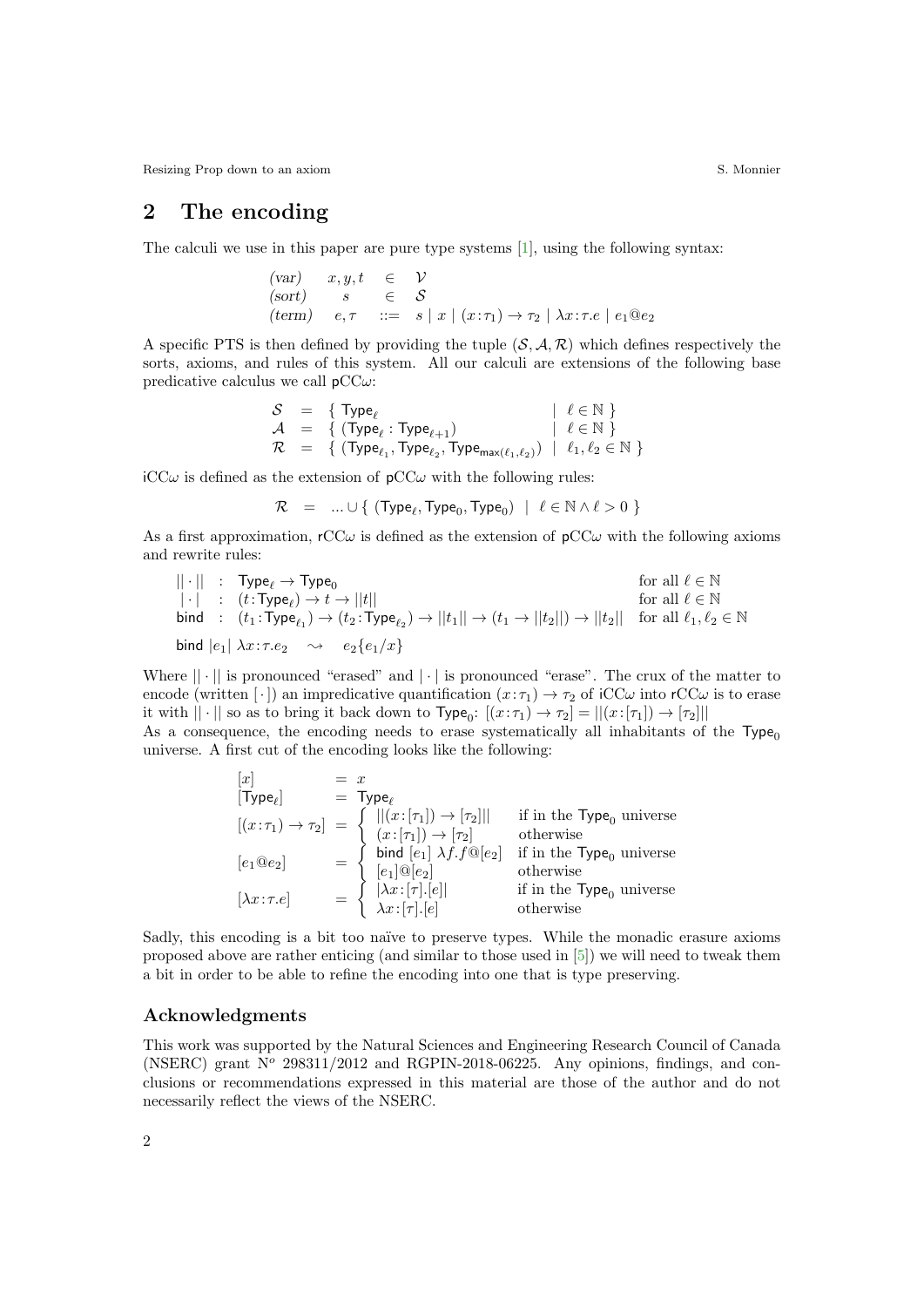## 2 The encoding

The calculi we use in this paper are pure type systems [1], using the following syntax:

$$
\begin{array}{llcl}
\textit{(var)} & x, y, t & \in & \mathcal{V} \\
\textit{(sort)} & s & \in & \mathcal{S} \\
\textit{(term)} & e, \tau & ::= & s \mid x \mid (x\!:\!\tau_1) \to \tau_2 \mid \lambda x\!:\!\tau.e \mid e_1 @ e_2
\end{array}
$$

A specific PTS is then defined by providing the tuple $(\mathcal{S}, \mathcal{A}, \mathcal{R})$ which defines respectively the sorts, axioms, and rules of this system. All our calculi are extensions of the following base predicative calculus we call pCC$\omega$:

$$
\begin{array}{lcll}
\mathcal{S} & = & \{ \ \mathsf{Type}_\ell & \mid \ \ell \in \mathbb{N} \ \} \\
\mathcal{A} & = & \{ \ (\mathsf{Type}_\ell : \mathsf{Type}_{\ell+1}) & \mid \ \ell \in \mathbb{N} \ \} \\
\mathcal{R} & = & \{ \ (\mathsf{Type}_{\ell_1}, \mathsf{Type}_{\ell_2}, \mathsf{Type}_{\max(\ell_1,\ell_2)}) & \mid \ \ell_1, \ell_2 \in \mathbb{N} \ \}
\end{array}
$$

iCC$\omega$ is defined as the extension of pCC$\omega$ with the following rules:

$$
\mathcal{R} \ = \ ... \cup \{ \ (\mathsf{Type}_\ell, \mathsf{Type}_0, \mathsf{Type}_0) \ \mid \ \ell \in \mathbb{N} \wedge \ell > 0 \ \}
$$

As a first approximation, rCC$\omega$ is defined as the extension of pCC$\omega$ with the following axioms and rewrite rules:

$$
\begin{array}{lcll}
||\cdot|| & : & \mathsf{Type}_\ell \to \mathsf{Type}_0 & \text{for all } \ell \in \mathbb{N} \\
|\cdot| & : & (t\!:\!\mathsf{Type}_\ell) \to t \to ||t|| & \text{for all } \ell \in \mathbb{N} \\
\mathsf{bind} & : & (t_1\!:\!\mathsf{Type}_{\ell_1}) \to (t_2\!:\!\mathsf{Type}_{\ell_2}) \to ||t_1|| \to (t_1 \to ||t_2||) \to ||t_2|| & \text{for all } \ell_1, \ell_2 \in \mathbb{N}
\end{array}
$$

$$
\mathsf{bind} \ |e_1| \ \lambda x\!:\!\tau.e_2 \quad \rightsquigarrow \quad e_2\{e_1/x\}
$$

Where $||\cdot||$ is pronounced "erased" and $|\cdot|$ is pronounced "erase". The crux of the matter to encode (written $[\cdot]$) an impredicative quantification $(x\!:\!\tau_1) \to \tau_2$ of iCC$\omega$ into rCC$\omega$ is to erase it with $||\cdot||$ so as to bring it back down to $\mathsf{Type}_0$: $[(x\!:\!\tau_1) \to \tau_2] = ||(x\!:\![\tau_1]) \to [\tau_2]||$
As a consequence, the encoding needs to erase systematically all inhabitants of the $\mathsf{Type}_0$ universe. A first cut of the encoding looks like the following:

$$
\begin{array}{lcl}
[x] & = & x \\
[\mathsf{Type}_\ell] & = & \mathsf{Type}_\ell \\
[(x\!:\!\tau_1) \to \tau_2] & = & \begin{cases} ||(x\!:\![\tau_1]) \to [\tau_2]|| & \text{if in the } \mathsf{Type}_0 \text{ universe} \\ (x\!:\![\tau_1]) \to [\tau_2] & \text{otherwise} \end{cases} \\
[e_1 @ e_2] & = & \begin{cases} \mathsf{bind} \ [e_1] \ \lambda f.f @ [e_2] & \text{if in the } \mathsf{Type}_0 \text{ universe} \\ [e_1] @ [e_2] & \text{otherwise} \end{cases} \\
[\lambda x\!:\!\tau.e] & = & \begin{cases} |\lambda x\!:\![\tau].[e]| & \text{if in the } \mathsf{Type}_0 \text{ universe} \\ \lambda x\!:\![\tau].[e] & \text{otherwise} \end{cases}
\end{array}
$$

Sadly, this encoding is a bit too naïve to preserve types. While the monadic erasure axioms proposed above are rather enticing (and similar to those used in [5]) we will need to tweak them a bit in order to be able to refine the encoding into one that is type preserving.

### Acknowledgments

This work was supported by the Natural Sciences and Engineering Research Council of Canada (NSERC) grant N$^o$ 298311/2012 and RGPIN-2018-06225. Any opinions, findings, and conclusions or recommendations expressed in this material are those of the author and do not necessarily reflect the views of the NSERC.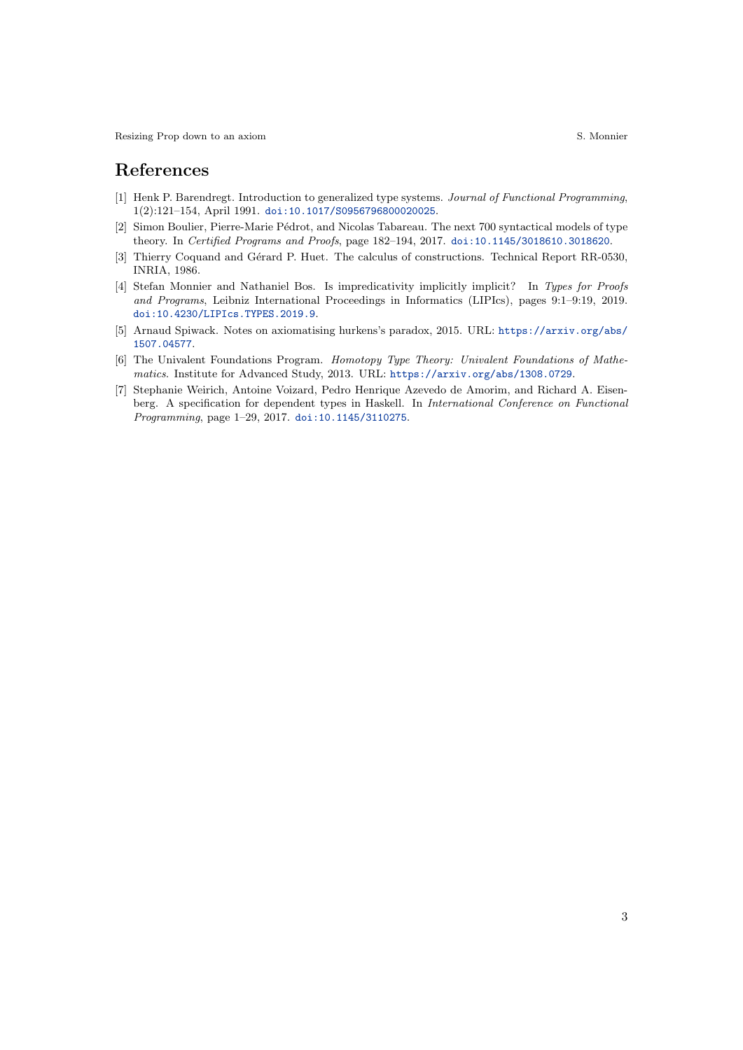# References

[1] Henk P. Barendregt. Introduction to generalized type systems. *Journal of Functional Programming*, 1(2):121–154, April 1991. doi:10.1017/S0956796800020025.

[2] Simon Boulier, Pierre-Marie Pédrot, and Nicolas Tabareau. The next 700 syntactical models of type theory. In *Certified Programs and Proofs*, page 182–194, 2017. doi:10.1145/3018610.3018620.

[3] Thierry Coquand and Gérard P. Huet. The calculus of constructions. Technical Report RR-0530, INRIA, 1986.

[4] Stefan Monnier and Nathaniel Bos. Is impredicativity implicitly implicit? In *Types for Proofs and Programs*, Leibniz International Proceedings in Informatics (LIPIcs), pages 9:1–9:19, 2019. doi:10.4230/LIPIcs.TYPES.2019.9.

[5] Arnaud Spiwack. Notes on axiomatising hurkens's paradox, 2015. URL: https://arxiv.org/abs/1507.04577.

[6] The Univalent Foundations Program. *Homotopy Type Theory: Univalent Foundations of Mathematics*. Institute for Advanced Study, 2013. URL: https://arxiv.org/abs/1308.0729.

[7] Stephanie Weirich, Antoine Voizard, Pedro Henrique Azevedo de Amorim, and Richard A. Eisenberg. A specification for dependent types in Haskell. In *International Conference on Functional Programming*, page 1–29, 2017. doi:10.1145/3110275.